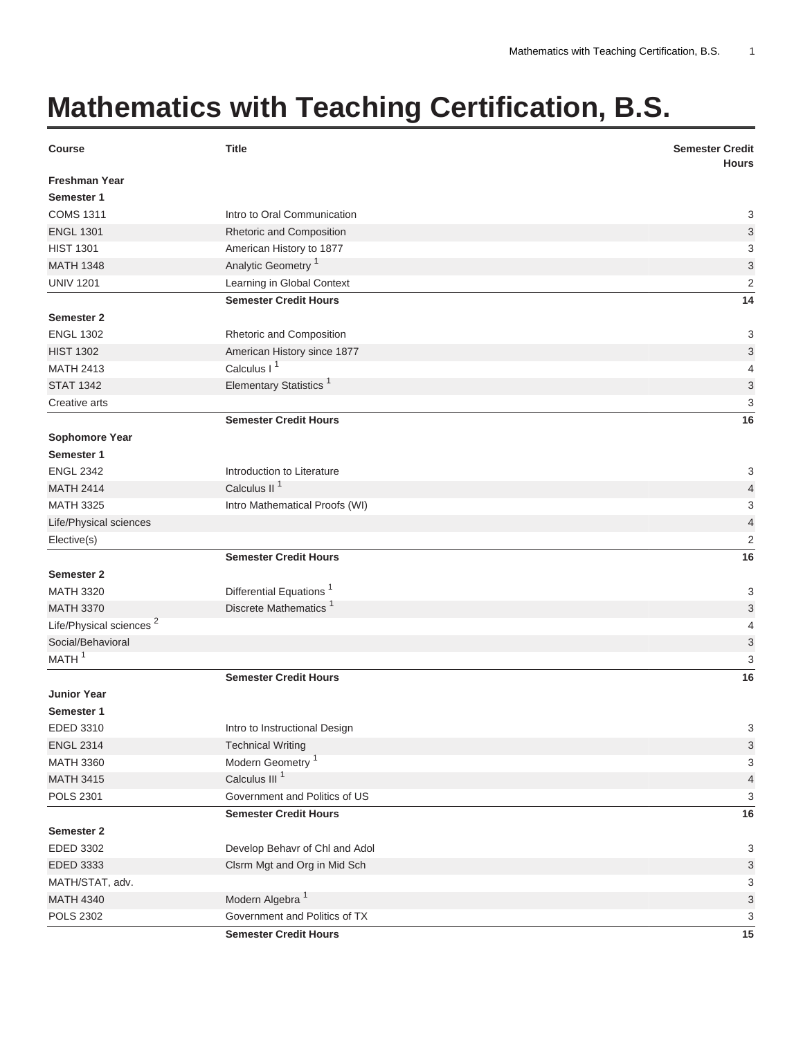# Mathematics with Teaching Certification, B.S.

| Course | Title | Semester Credit Hours |
|---|---|---|
| **Freshman Year** | | |
| **Semester 1** | | |
| COMS 1311 | Intro to Oral Communication | 3 |
| ENGL 1301 | Rhetoric and Composition | 3 |
| HIST 1301 | American History to 1877 | 3 |
| MATH 1348 | Analytic Geometry [1] | 3 |
| UNIV 1201 | Learning in Global Context | 2 |
| | **Semester Credit Hours** | **14** |
| **Semester 2** | | |
| ENGL 1302 | Rhetoric and Composition | 3 |
| HIST 1302 | American History since 1877 | 3 |
| MATH 2413 | Calculus I [1] | 4 |
| STAT 1342 | Elementary Statistics [1] | 3 |
| Creative arts | | 3 |
| | **Semester Credit Hours** | **16** |
| **Sophomore Year** | | |
| **Semester 1** | | |
| ENGL 2342 | Introduction to Literature | 3 |
| MATH 2414 | Calculus II [1] | 4 |
| MATH 3325 | Intro Mathematical Proofs (WI) | 3 |
| Life/Physical sciences | | 4 |
| Elective(s) | | 2 |
| | **Semester Credit Hours** | **16** |
| **Semester 2** | | |
| MATH 3320 | Differential Equations [1] | 3 |
| MATH 3370 | Discrete Mathematics [1] | 3 |
| Life/Physical sciences [2] | | 4 |
| Social/Behavioral | | 3 |
| MATH [1] | | 3 |
| | **Semester Credit Hours** | **16** |
| **Junior Year** | | |
| **Semester 1** | | |
| EDED 3310 | Intro to Instructional Design | 3 |
| ENGL 2314 | Technical Writing | 3 |
| MATH 3360 | Modern Geometry [1] | 3 |
| MATH 3415 | Calculus III [1] | 4 |
| POLS 2301 | Government and Politics of US | 3 |
| | **Semester Credit Hours** | **16** |
| **Semester 2** | | |
| EDED 3302 | Develop Behavr of Chl and Adol | 3 |
| EDED 3333 | Clsrm Mgt and Org in Mid Sch | 3 |
| MATH/STAT, adv. | | 3 |
| MATH 4340 | Modern Algebra [1] | 3 |
| POLS 2302 | Government and Politics of TX | 3 |
| | **Semester Credit Hours** | **15** |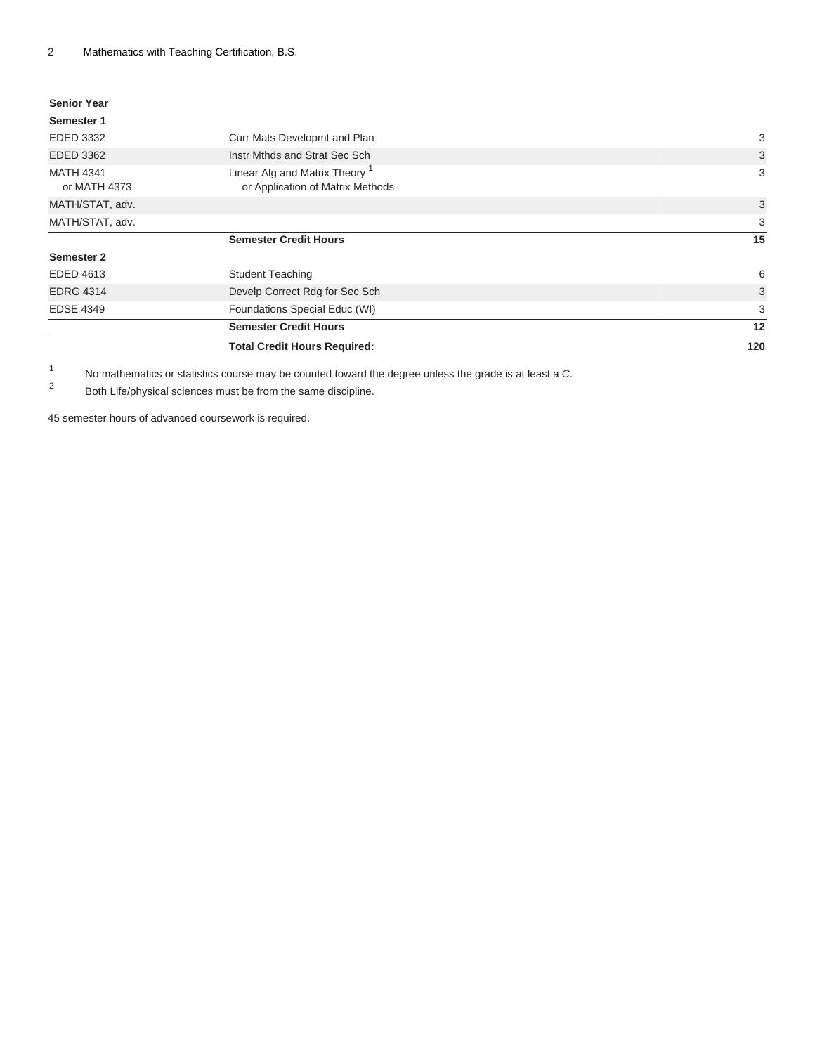| | | |
|---|---|---|
| **Senior Year** | | |
| **Semester 1** | | |
| EDED 3332 | Curr Mats Developmt and Plan | 3 |
| EDED 3362 | Instr Mthds and Strat Sec Sch | 3 |
| MATH 4341 or MATH 4373 | Linear Alg and Matrix Theory [1] or Application of Matrix Methods | 3 |
| MATH/STAT, adv. | | 3 |
| MATH/STAT, adv. | | 3 |
| | **Semester Credit Hours** | **15** |
| **Semester 2** | | |
| EDED 4613 | Student Teaching | 6 |
| EDRG 4314 | Develp Correct Rdg for Sec Sch | 3 |
| EDSE 4349 | Foundations Special Educ (WI) | 3 |
| | **Semester Credit Hours** | **12** |
| | **Total Credit Hours Required:** | **120** |

[1] No mathematics or statistics course may be counted toward the degree unless the grade is at least a *C*.

[2] Both Life/physical sciences must be from the same discipline.

45 semester hours of advanced coursework is required.